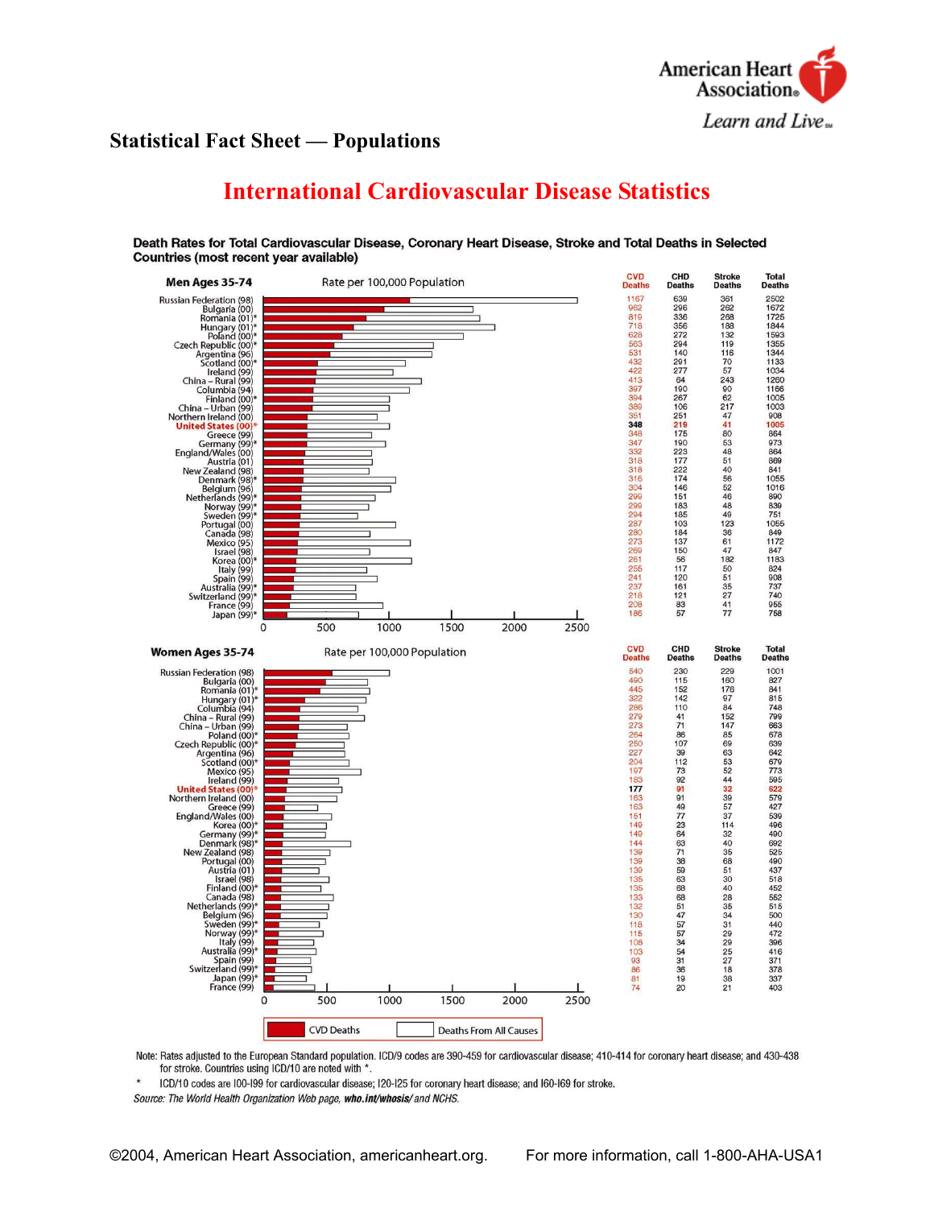## Statistical Fact Sheet — Populations

# International Cardiovascular Disease Statistics

**Death Rates for Total Cardiovascular Disease, Coronary Heart Disease, Stroke and Total Deaths in Selected Countries (most recent year available)**

**Men Ages 35-74** — Rate per 100,000 Population

| Country | CVD Deaths | CHD Deaths | Stroke Deaths | Total Deaths |
|---|---|---|---|---|
| Russian Federation (98) | 1167 | 639 | 361 | 2502 |
| Bulgaria (00) | 962 | 296 | 262 | 1672 |
| Romania (01)* | 819 | 336 | 268 | 1725 |
| Hungary (01)* | 718 | 356 | 188 | 1844 |
| Poland (00)* | 628 | 272 | 132 | 1593 |
| Czech Republic (00)* | 563 | 294 | 119 | 1355 |
| Argentina (96) | 531 | 140 | 116 | 1344 |
| Scotland (00)* | 432 | 291 | 70 | 1133 |
| Ireland (99) | 422 | 277 | 57 | 1034 |
| China – Rural (99) | 413 | 64 | 243 | 1260 |
| Columbia (94) | 397 | 190 | 90 | 1166 |
| Finland (00)* | 394 | 267 | 62 | 1005 |
| China – Urban (99) | 389 | 106 | 217 | 1003 |
| Northern Ireland (00) | 351 | 251 | 47 | 908 |
| **United States (00)*** | **348** | **219** | **41** | **1005** |
| Greece (99) | 348 | 175 | 80 | 864 |
| Germany (99)* | 347 | 190 | 53 | 973 |
| England/Wales (00) | 332 | 223 | 48 | 864 |
| Austria (01) | 318 | 177 | 51 | 869 |
| New Zealand (98) | 318 | 222 | 40 | 841 |
| Denmark (98)* | 316 | 174 | 56 | 1055 |
| Belgium (96) | 304 | 146 | 52 | 1016 |
| Netherlands (99)* | 299 | 151 | 46 | 890 |
| Norway (99)* | 299 | 183 | 48 | 839 |
| Sweden (99)* | 294 | 185 | 49 | 751 |
| Portugal (00) | 287 | 103 | 123 | 1055 |
| Canada (98) | 280 | 184 | 36 | 849 |
| Mexico (95) | 273 | 137 | 61 | 1172 |
| Israel (98) | 269 | 150 | 47 | 847 |
| Korea (00)* | 261 | 56 | 182 | 1183 |
| Italy (99) | 255 | 117 | 50 | 824 |
| Spain (99) | 241 | 120 | 51 | 908 |
| Australia (99)* | 237 | 161 | 35 | 737 |
| Switzerland (99)* | 216 | 121 | 27 | 740 |
| France (99) | 208 | 83 | 41 | 955 |
| Japan (99)* | 186 | 57 | 77 | 758 |

**Women Ages 35-74** — Rate per 100,000 Population

| Country | CVD Deaths | CHD Deaths | Stroke Deaths | Total Deaths |
|---|---|---|---|---|
| Russian Federation (98) | 540 | 230 | 229 | 1001 |
| Bulgaria (00) | 490 | 115 | 160 | 827 |
| Romania (01)* | 445 | 152 | 176 | 841 |
| Hungary (01)* | 322 | 142 | 97 | 815 |
| Columbia (94) | 286 | 110 | 84 | 748 |
| China – Rural (99) | 279 | 41 | 152 | 799 |
| China – Urban (99) | 273 | 71 | 147 | 663 |
| Poland (00)* | 264 | 86 | 85 | 678 |
| Czech Republic (00)* | 250 | 107 | 69 | 639 |
| Argentina (96) | 227 | 39 | 63 | 642 |
| Scotland (00)* | 204 | 112 | 53 | 679 |
| Mexico (95) | 197 | 73 | 52 | 773 |
| Ireland (99) | 183 | 92 | 44 | 595 |
| **United States (00)*** | **177** | **91** | **32** | **622** |
| Northern Ireland (00) | 163 | 91 | 39 | 579 |
| Greece (99) | 163 | 49 | 57 | 427 |
| England/Wales (00) | 151 | 77 | 37 | 539 |
| Korea (00)* | 149 | 23 | 114 | 496 |
| Germany (99)* | 149 | 64 | 32 | 490 |
| Denmark (98)* | 144 | 63 | 40 | 692 |
| New Zealand (98) | 139 | 71 | 35 | 525 |
| Portugal (00) | 139 | 38 | 68 | 490 |
| Austria (01) | 139 | 59 | 51 | 437 |
| Israel (98) | 135 | 63 | 30 | 518 |
| Finland (00)* | 135 | 68 | 40 | 452 |
| Canada (98) | 133 | 68 | 28 | 552 |
| Netherlands (99)* | 132 | 51 | 35 | 515 |
| Belgium (96) | 130 | 47 | 34 | 500 |
| Sweden (99)* | 118 | 57 | 31 | 440 |
| Norway (99)* | 115 | 57 | 29 | 472 |
| Italy (99) | 108 | 34 | 29 | 396 |
| Australia (99)* | 103 | 54 | 25 | 416 |
| Spain (99) | 93 | 31 | 27 | 371 |
| Switzerland (99)* | 86 | 36 | 18 | 378 |
| Japan (99)* | 81 | 19 | 38 | 337 |
| France (99) | 74 | 20 | 21 | 403 |

Legend: CVD Deaths; Deaths From All Causes

Note: Rates adjusted to the European Standard population. ICD/9 codes are 390-459 for cardiovascular disease; 410-414 for coronary heart disease; and 430-438 for stroke. Countries using ICD/10 are noted with *.

\* ICD/10 codes are I00-I99 for cardiovascular disease; I20-I25 for coronary heart disease; and I60-I69 for stroke.

*Source: The World Health Organization Web page, **who.int/whosis/** and NCHS.*

©2004, American Heart Association, americanheart.org. For more information, call 1-800-AHA-USA1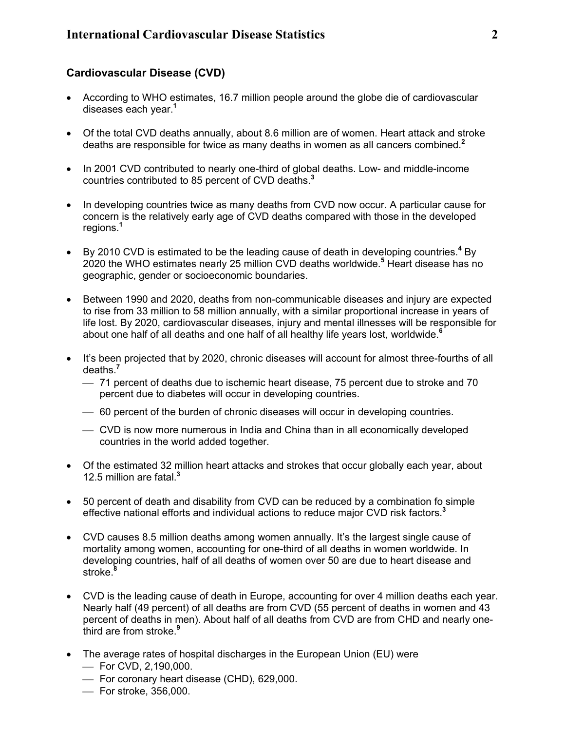## Cardiovascular Disease (CVD)

- According to WHO estimates, 16.7 million people around the globe die of cardiovascular diseases each year.[1]
- Of the total CVD deaths annually, about 8.6 million are of women. Heart attack and stroke deaths are responsible for twice as many deaths in women as all cancers combined.[2]
- In 2001 CVD contributed to nearly one-third of global deaths. Low- and middle-income countries contributed to 85 percent of CVD deaths.[3]
- In developing countries twice as many deaths from CVD now occur. A particular cause for concern is the relatively early age of CVD deaths compared with those in the developed regions.[1]
- By 2010 CVD is estimated to be the leading cause of death in developing countries.[4] By 2020 the WHO estimates nearly 25 million CVD deaths worldwide.[5] Heart disease has no geographic, gender or socioeconomic boundaries.
- Between 1990 and 2020, deaths from non-communicable diseases and injury are expected to rise from 33 million to 58 million annually, with a similar proportional increase in years of life lost. By 2020, cardiovascular diseases, injury and mental illnesses will be responsible for about one half of all deaths and one half of all healthy life years lost, worldwide.[6]
- It's been projected that by 2020, chronic diseases will account for almost three-fourths of all deaths.[7]
  - 71 percent of deaths due to ischemic heart disease, 75 percent due to stroke and 70 percent due to diabetes will occur in developing countries.
  - 60 percent of the burden of chronic diseases will occur in developing countries.
  - CVD is now more numerous in India and China than in all economically developed countries in the world added together.
- Of the estimated 32 million heart attacks and strokes that occur globally each year, about 12.5 million are fatal.[3]
- 50 percent of death and disability from CVD can be reduced by a combination fo simple effective national efforts and individual actions to reduce major CVD risk factors.[3]
- CVD causes 8.5 million deaths among women annually. It's the largest single cause of mortality among women, accounting for one-third of all deaths in women worldwide. In developing countries, half of all deaths of women over 50 are due to heart disease and stroke.[8]
- CVD is the leading cause of death in Europe, accounting for over 4 million deaths each year. Nearly half (49 percent) of all deaths are from CVD (55 percent of deaths in women and 43 percent of deaths in men). About half of all deaths from CVD are from CHD and nearly one-third are from stroke.[9]
- The average rates of hospital discharges in the European Union (EU) were
  - For CVD, 2,190,000.
  - For coronary heart disease (CHD), 629,000.
  - For stroke, 356,000.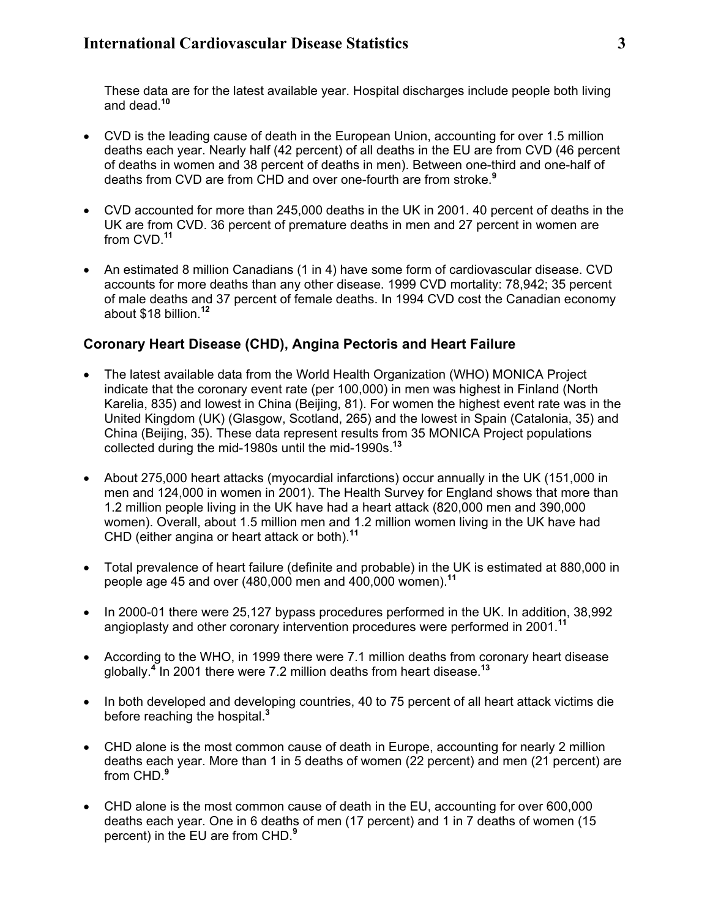These data are for the latest available year. Hospital discharges include people both living and dead.[10]

- CVD is the leading cause of death in the European Union, accounting for over 1.5 million deaths each year. Nearly half (42 percent) of all deaths in the EU are from CVD (46 percent of deaths in women and 38 percent of deaths in men). Between one-third and one-half of deaths from CVD are from CHD and over one-fourth are from stroke.[9]

- CVD accounted for more than 245,000 deaths in the UK in 2001. 40 percent of deaths in the UK are from CVD. 36 percent of premature deaths in men and 27 percent in women are from CVD.[11]

- An estimated 8 million Canadians (1 in 4) have some form of cardiovascular disease. CVD accounts for more deaths than any other disease. 1999 CVD mortality: 78,942; 35 percent of male deaths and 37 percent of female deaths. In 1994 CVD cost the Canadian economy about $18 billion.[12]

## Coronary Heart Disease (CHD), Angina Pectoris and Heart Failure

- The latest available data from the World Health Organization (WHO) MONICA Project indicate that the coronary event rate (per 100,000) in men was highest in Finland (North Karelia, 835) and lowest in China (Beijing, 81). For women the highest event rate was in the United Kingdom (UK) (Glasgow, Scotland, 265) and the lowest in Spain (Catalonia, 35) and China (Beijing, 35). These data represent results from 35 MONICA Project populations collected during the mid-1980s until the mid-1990s.[13]

- About 275,000 heart attacks (myocardial infarctions) occur annually in the UK (151,000 in men and 124,000 in women in 2001). The Health Survey for England shows that more than 1.2 million people living in the UK have had a heart attack (820,000 men and 390,000 women). Overall, about 1.5 million men and 1.2 million women living in the UK have had CHD (either angina or heart attack or both).[11]

- Total prevalence of heart failure (definite and probable) in the UK is estimated at 880,000 in people age 45 and over (480,000 men and 400,000 women).[11]

- In 2000-01 there were 25,127 bypass procedures performed in the UK. In addition, 38,992 angioplasty and other coronary intervention procedures were performed in 2001.[11]

- According to the WHO, in 1999 there were 7.1 million deaths from coronary heart disease globally.[4] In 2001 there were 7.2 million deaths from heart disease.[13]

- In both developed and developing countries, 40 to 75 percent of all heart attack victims die before reaching the hospital.[3]

- CHD alone is the most common cause of death in Europe, accounting for nearly 2 million deaths each year. More than 1 in 5 deaths of women (22 percent) and men (21 percent) are from CHD.[9]

- CHD alone is the most common cause of death in the EU, accounting for over 600,000 deaths each year. One in 6 deaths of men (17 percent) and 1 in 7 deaths of women (15 percent) in the EU are from CHD.[9]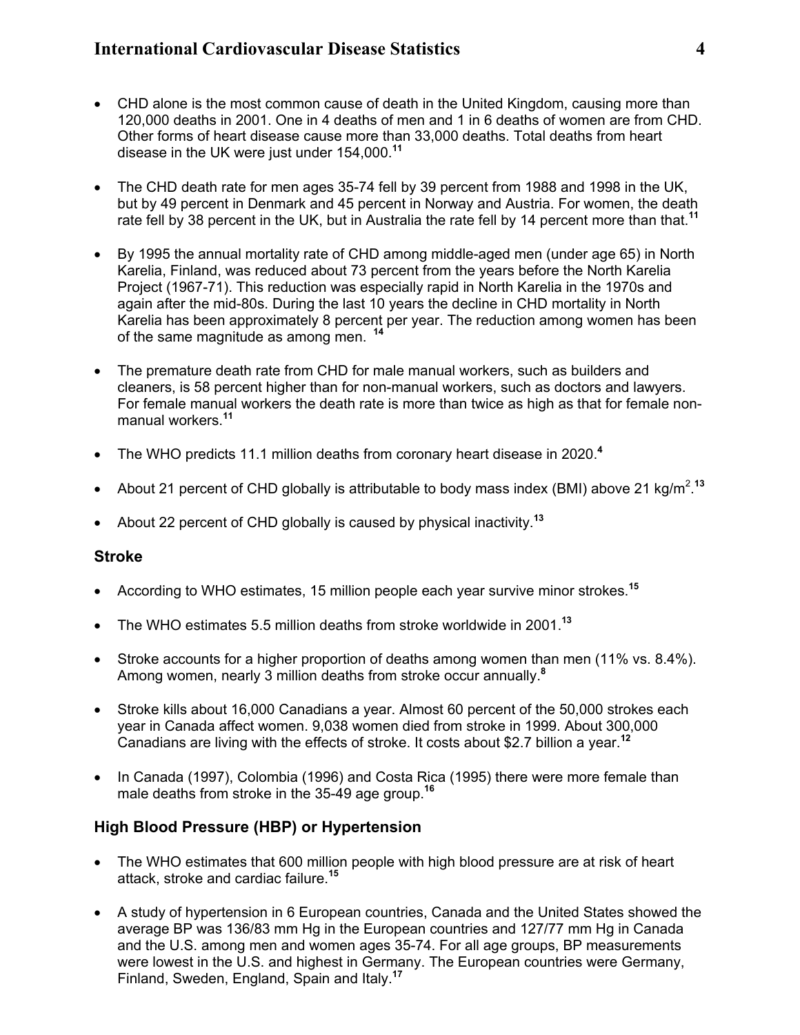- CHD alone is the most common cause of death in the United Kingdom, causing more than 120,000 deaths in 2001. One in 4 deaths of men and 1 in 6 deaths of women are from CHD. Other forms of heart disease cause more than 33,000 deaths. Total deaths from heart disease in the UK were just under 154,000.[11]

- The CHD death rate for men ages 35-74 fell by 39 percent from 1988 and 1998 in the UK, but by 49 percent in Denmark and 45 percent in Norway and Austria. For women, the death rate fell by 38 percent in the UK, but in Australia the rate fell by 14 percent more than that.[11]

- By 1995 the annual mortality rate of CHD among middle-aged men (under age 65) in North Karelia, Finland, was reduced about 73 percent from the years before the North Karelia Project (1967-71). This reduction was especially rapid in North Karelia in the 1970s and again after the mid-80s. During the last 10 years the decline in CHD mortality in North Karelia has been approximately 8 percent per year. The reduction among women has been of the same magnitude as among men.[14]

- The premature death rate from CHD for male manual workers, such as builders and cleaners, is 58 percent higher than for non-manual workers, such as doctors and lawyers. For female manual workers the death rate is more than twice as high as that for female non-manual workers.[11]

- The WHO predicts 11.1 million deaths from coronary heart disease in 2020.[4]

- About 21 percent of CHD globally is attributable to body mass index (BMI) above 21 kg/m$^2$.[13]

- About 22 percent of CHD globally is caused by physical inactivity.[13]

### Stroke

- According to WHO estimates, 15 million people each year survive minor strokes.[15]

- The WHO estimates 5.5 million deaths from stroke worldwide in 2001.[13]

- Stroke accounts for a higher proportion of deaths among women than men (11% vs. 8.4%). Among women, nearly 3 million deaths from stroke occur annually.[8]

- Stroke kills about 16,000 Canadians a year. Almost 60 percent of the 50,000 strokes each year in Canada affect women. 9,038 women died from stroke in 1999. About 300,000 Canadians are living with the effects of stroke. It costs about $2.7 billion a year.[12]

- In Canada (1997), Colombia (1996) and Costa Rica (1995) there were more female than male deaths from stroke in the 35-49 age group.[16]

### High Blood Pressure (HBP) or Hypertension

- The WHO estimates that 600 million people with high blood pressure are at risk of heart attack, stroke and cardiac failure.[15]

- A study of hypertension in 6 European countries, Canada and the United States showed the average BP was 136/83 mm Hg in the European countries and 127/77 mm Hg in Canada and the U.S. among men and women ages 35-74. For all age groups, BP measurements were lowest in the U.S. and highest in Germany. The European countries were Germany, Finland, Sweden, England, Spain and Italy.[17]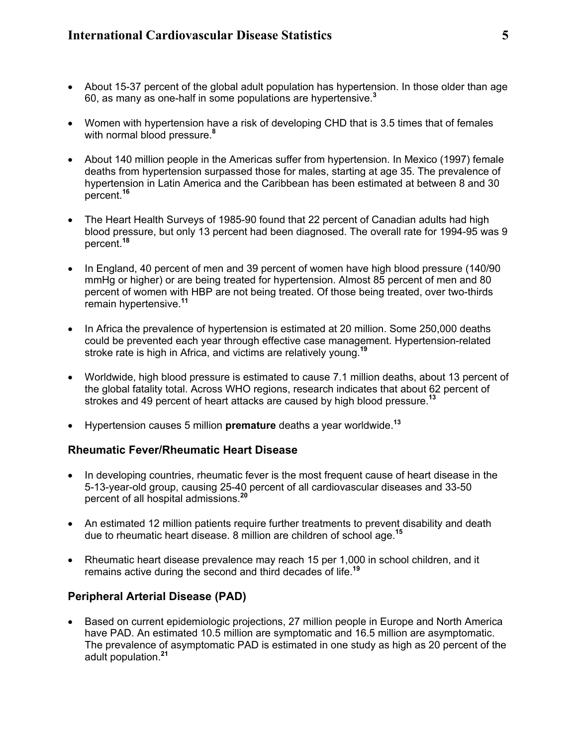- About 15-37 percent of the global adult population has hypertension. In those older than age 60, as many as one-half in some populations are hypertensive.[3]

- Women with hypertension have a risk of developing CHD that is 3.5 times that of females with normal blood pressure.[8]

- About 140 million people in the Americas suffer from hypertension. In Mexico (1997) female deaths from hypertension surpassed those for males, starting at age 35. The prevalence of hypertension in Latin America and the Caribbean has been estimated at between 8 and 30 percent.[16]

- The Heart Health Surveys of 1985-90 found that 22 percent of Canadian adults had high blood pressure, but only 13 percent had been diagnosed. The overall rate for 1994-95 was 9 percent.[18]

- In England, 40 percent of men and 39 percent of women have high blood pressure (140/90 mmHg or higher) or are being treated for hypertension. Almost 85 percent of men and 80 percent of women with HBP are not being treated. Of those being treated, over two-thirds remain hypertensive.[11]

- In Africa the prevalence of hypertension is estimated at 20 million. Some 250,000 deaths could be prevented each year through effective case management. Hypertension-related stroke rate is high in Africa, and victims are relatively young.[19]

- Worldwide, high blood pressure is estimated to cause 7.1 million deaths, about 13 percent of the global fatality total. Across WHO regions, research indicates that about 62 percent of strokes and 49 percent of heart attacks are caused by high blood pressure.[13]

- Hypertension causes 5 million **premature** deaths a year worldwide.[13]

### Rheumatic Fever/Rheumatic Heart Disease

- In developing countries, rheumatic fever is the most frequent cause of heart disease in the 5-13-year-old group, causing 25-40 percent of all cardiovascular diseases and 33-50 percent of all hospital admissions.[20]

- An estimated 12 million patients require further treatments to prevent disability and death due to rheumatic heart disease. 8 million are children of school age.[15]

- Rheumatic heart disease prevalence may reach 15 per 1,000 in school children, and it remains active during the second and third decades of life.[19]

### Peripheral Arterial Disease (PAD)

- Based on current epidemiologic projections, 27 million people in Europe and North America have PAD. An estimated 10.5 million are symptomatic and 16.5 million are asymptomatic. The prevalence of asymptomatic PAD is estimated in one study as high as 20 percent of the adult population.[21]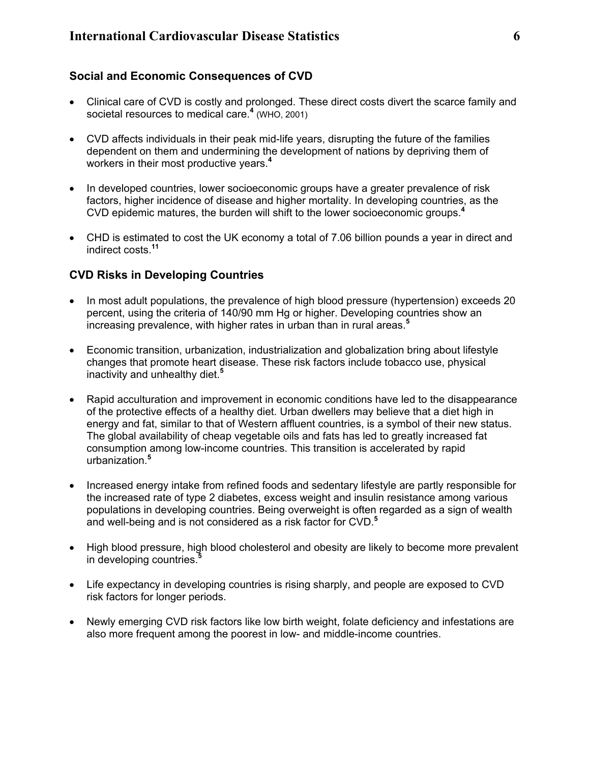## Social and Economic Consequences of CVD

- Clinical care of CVD is costly and prolonged. These direct costs divert the scarce family and societal resources to medical care.[4] (WHO, 2001)

- CVD affects individuals in their peak mid-life years, disrupting the future of the families dependent on them and undermining the development of nations by depriving them of workers in their most productive years.[4]

- In developed countries, lower socioeconomic groups have a greater prevalence of risk factors, higher incidence of disease and higher mortality. In developing countries, as the CVD epidemic matures, the burden will shift to the lower socioeconomic groups.[4]

- CHD is estimated to cost the UK economy a total of 7.06 billion pounds a year in direct and indirect costs.[11]

## CVD Risks in Developing Countries

- In most adult populations, the prevalence of high blood pressure (hypertension) exceeds 20 percent, using the criteria of 140/90 mm Hg or higher. Developing countries show an increasing prevalence, with higher rates in urban than in rural areas.[5]

- Economic transition, urbanization, industrialization and globalization bring about lifestyle changes that promote heart disease. These risk factors include tobacco use, physical inactivity and unhealthy diet.[5]

- Rapid acculturation and improvement in economic conditions have led to the disappearance of the protective effects of a healthy diet. Urban dwellers may believe that a diet high in energy and fat, similar to that of Western affluent countries, is a symbol of their new status. The global availability of cheap vegetable oils and fats has led to greatly increased fat consumption among low-income countries. This transition is accelerated by rapid urbanization.[5]

- Increased energy intake from refined foods and sedentary lifestyle are partly responsible for the increased rate of type 2 diabetes, excess weight and insulin resistance among various populations in developing countries. Being overweight is often regarded as a sign of wealth and well-being and is not considered as a risk factor for CVD.[5]

- High blood pressure, high blood cholesterol and obesity are likely to become more prevalent in developing countries.[5]

- Life expectancy in developing countries is rising sharply, and people are exposed to CVD risk factors for longer periods.

- Newly emerging CVD risk factors like low birth weight, folate deficiency and infestations are also more frequent among the poorest in low- and middle-income countries.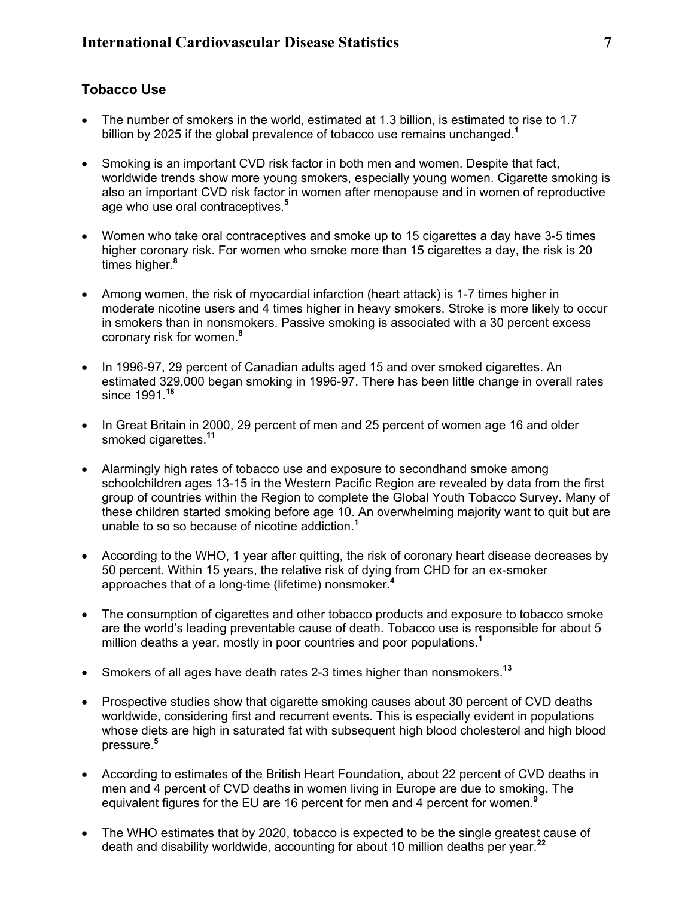## Tobacco Use

- The number of smokers in the world, estimated at 1.3 billion, is estimated to rise to 1.7 billion by 2025 if the global prevalence of tobacco use remains unchanged.[1]

- Smoking is an important CVD risk factor in both men and women. Despite that fact, worldwide trends show more young smokers, especially young women. Cigarette smoking is also an important CVD risk factor in women after menopause and in women of reproductive age who use oral contraceptives.[5]

- Women who take oral contraceptives and smoke up to 15 cigarettes a day have 3-5 times higher coronary risk. For women who smoke more than 15 cigarettes a day, the risk is 20 times higher.[8]

- Among women, the risk of myocardial infarction (heart attack) is 1-7 times higher in moderate nicotine users and 4 times higher in heavy smokers. Stroke is more likely to occur in smokers than in nonsmokers. Passive smoking is associated with a 30 percent excess coronary risk for women.[8]

- In 1996-97, 29 percent of Canadian adults aged 15 and over smoked cigarettes. An estimated 329,000 began smoking in 1996-97. There has been little change in overall rates since 1991.[18]

- In Great Britain in 2000, 29 percent of men and 25 percent of women age 16 and older smoked cigarettes.[11]

- Alarmingly high rates of tobacco use and exposure to secondhand smoke among schoolchildren ages 13-15 in the Western Pacific Region are revealed by data from the first group of countries within the Region to complete the Global Youth Tobacco Survey. Many of these children started smoking before age 10. An overwhelming majority want to quit but are unable to so so because of nicotine addiction.[1]

- According to the WHO, 1 year after quitting, the risk of coronary heart disease decreases by 50 percent. Within 15 years, the relative risk of dying from CHD for an ex-smoker approaches that of a long-time (lifetime) nonsmoker.[4]

- The consumption of cigarettes and other tobacco products and exposure to tobacco smoke are the world's leading preventable cause of death. Tobacco use is responsible for about 5 million deaths a year, mostly in poor countries and poor populations.[1]

- Smokers of all ages have death rates 2-3 times higher than nonsmokers.[13]

- Prospective studies show that cigarette smoking causes about 30 percent of CVD deaths worldwide, considering first and recurrent events. This is especially evident in populations whose diets are high in saturated fat with subsequent high blood cholesterol and high blood pressure.[5]

- According to estimates of the British Heart Foundation, about 22 percent of CVD deaths in men and 4 percent of CVD deaths in women living in Europe are due to smoking. The equivalent figures for the EU are 16 percent for men and 4 percent for women.[9]

- The WHO estimates that by 2020, tobacco is expected to be the single greatest cause of death and disability worldwide, accounting for about 10 million deaths per year.[22]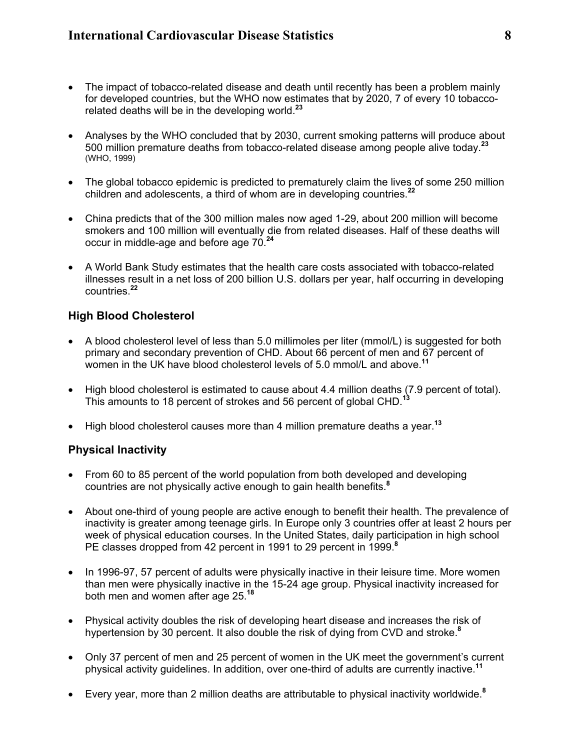- The impact of tobacco-related disease and death until recently has been a problem mainly for developed countries, but the WHO now estimates that by 2020, 7 of every 10 tobacco-related deaths will be in the developing world.[23]

- Analyses by the WHO concluded that by 2030, current smoking patterns will produce about 500 million premature deaths from tobacco-related disease among people alive today.[23] (WHO, 1999)

- The global tobacco epidemic is predicted to prematurely claim the lives of some 250 million children and adolescents, a third of whom are in developing countries.[22]

- China predicts that of the 300 million males now aged 1-29, about 200 million will become smokers and 100 million will eventually die from related diseases. Half of these deaths will occur in middle-age and before age 70.[24]

- A World Bank Study estimates that the health care costs associated with tobacco-related illnesses result in a net loss of 200 billion U.S. dollars per year, half occurring in developing countries.[22]

### High Blood Cholesterol

- A blood cholesterol level of less than 5.0 millimoles per liter (mmol/L) is suggested for both primary and secondary prevention of CHD. About 66 percent of men and 67 percent of women in the UK have blood cholesterol levels of 5.0 mmol/L and above.[11]

- High blood cholesterol is estimated to cause about 4.4 million deaths (7.9 percent of total). This amounts to 18 percent of strokes and 56 percent of global CHD.[13]

- High blood cholesterol causes more than 4 million premature deaths a year.[13]

### Physical Inactivity

- From 60 to 85 percent of the world population from both developed and developing countries are not physically active enough to gain health benefits.[8]

- About one-third of young people are active enough to benefit their health. The prevalence of inactivity is greater among teenage girls. In Europe only 3 countries offer at least 2 hours per week of physical education courses. In the United States, daily participation in high school PE classes dropped from 42 percent in 1991 to 29 percent in 1999.[8]

- In 1996-97, 57 percent of adults were physically inactive in their leisure time. More women than men were physically inactive in the 15-24 age group. Physical inactivity increased for both men and women after age 25.[18]

- Physical activity doubles the risk of developing heart disease and increases the risk of hypertension by 30 percent. It also double the risk of dying from CVD and stroke.[8]

- Only 37 percent of men and 25 percent of women in the UK meet the government's current physical activity guidelines. In addition, over one-third of adults are currently inactive.[11]

- Every year, more than 2 million deaths are attributable to physical inactivity worldwide.[8]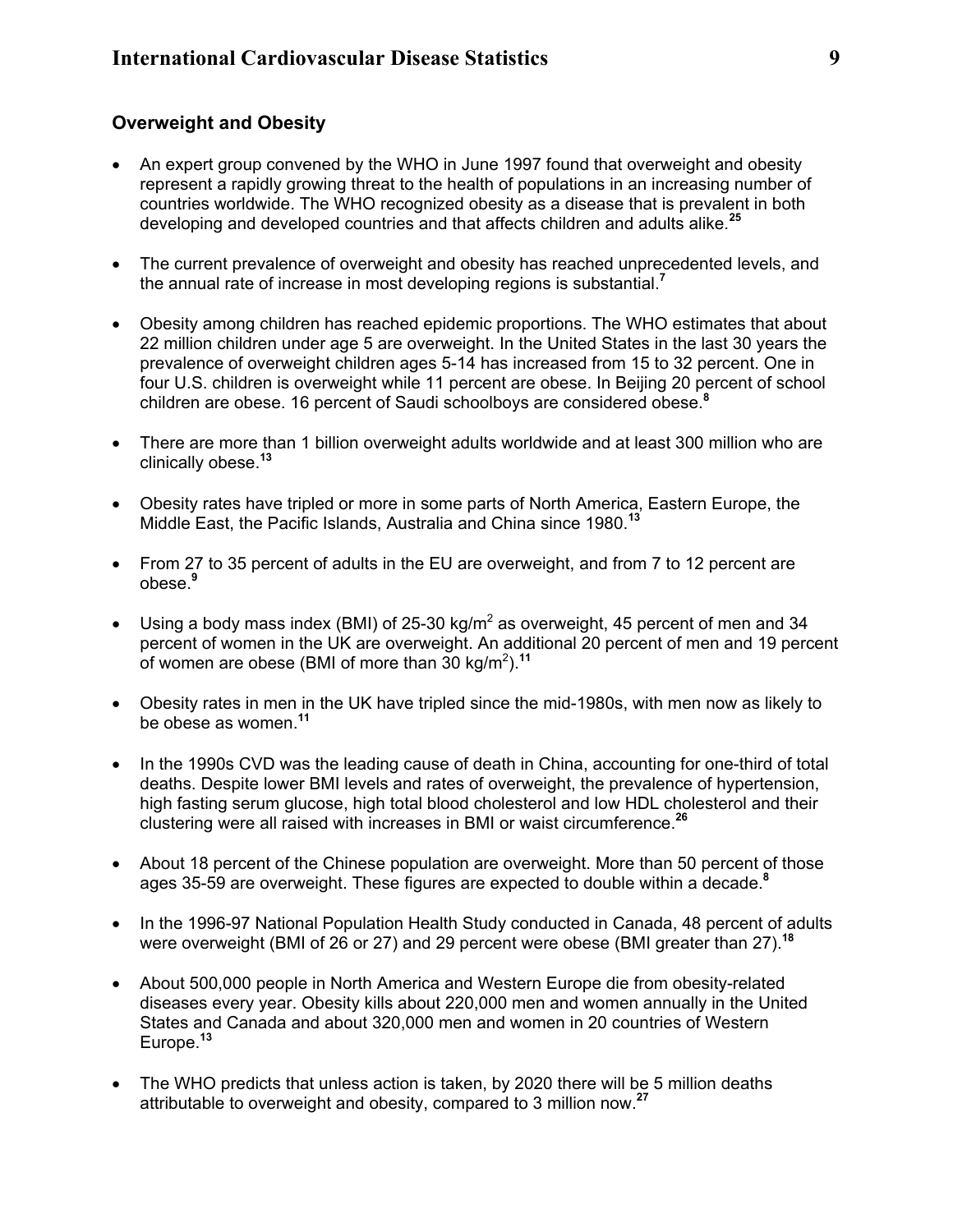## Overweight and Obesity

- An expert group convened by the WHO in June 1997 found that overweight and obesity represent a rapidly growing threat to the health of populations in an increasing number of countries worldwide. The WHO recognized obesity as a disease that is prevalent in both developing and developed countries and that affects children and adults alike.[25]

- The current prevalence of overweight and obesity has reached unprecedented levels, and the annual rate of increase in most developing regions is substantial.[7]

- Obesity among children has reached epidemic proportions. The WHO estimates that about 22 million children under age 5 are overweight. In the United States in the last 30 years the prevalence of overweight children ages 5-14 has increased from 15 to 32 percent. One in four U.S. children is overweight while 11 percent are obese. In Beijing 20 percent of school children are obese. 16 percent of Saudi schoolboys are considered obese.[8]

- There are more than 1 billion overweight adults worldwide and at least 300 million who are clinically obese.[13]

- Obesity rates have tripled or more in some parts of North America, Eastern Europe, the Middle East, the Pacific Islands, Australia and China since 1980.[13]

- From 27 to 35 percent of adults in the EU are overweight, and from 7 to 12 percent are obese.[9]

- Using a body mass index (BMI) of 25-30 kg/m$^2$ as overweight, 45 percent of men and 34 percent of women in the UK are overweight. An additional 20 percent of men and 19 percent of women are obese (BMI of more than 30 kg/m$^2$).[11]

- Obesity rates in men in the UK have tripled since the mid-1980s, with men now as likely to be obese as women.[11]

- In the 1990s CVD was the leading cause of death in China, accounting for one-third of total deaths. Despite lower BMI levels and rates of overweight, the prevalence of hypertension, high fasting serum glucose, high total blood cholesterol and low HDL cholesterol and their clustering were all raised with increases in BMI or waist circumference.[26]

- About 18 percent of the Chinese population are overweight. More than 50 percent of those ages 35-59 are overweight. These figures are expected to double within a decade.[8]

- In the 1996-97 National Population Health Study conducted in Canada, 48 percent of adults were overweight (BMI of 26 or 27) and 29 percent were obese (BMI greater than 27).[18]

- About 500,000 people in North America and Western Europe die from obesity-related diseases every year. Obesity kills about 220,000 men and women annually in the United States and Canada and about 320,000 men and women in 20 countries of Western Europe.[13]

- The WHO predicts that unless action is taken, by 2020 there will be 5 million deaths attributable to overweight and obesity, compared to 3 million now.[27]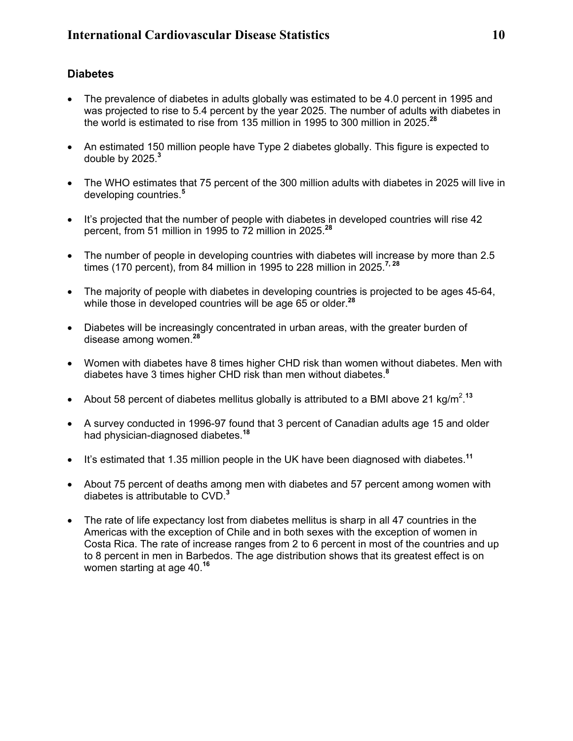## Diabetes

- The prevalence of diabetes in adults globally was estimated to be 4.0 percent in 1995 and was projected to rise to 5.4 percent by the year 2025. The number of adults with diabetes in the world is estimated to rise from 135 million in 1995 to 300 million in 2025.[28]

- An estimated 150 million people have Type 2 diabetes globally. This figure is expected to double by 2025.[3]

- The WHO estimates that 75 percent of the 300 million adults with diabetes in 2025 will live in developing countries.[5]

- It's projected that the number of people with diabetes in developed countries will rise 42 percent, from 51 million in 1995 to 72 million in 2025.[28]

- The number of people in developing countries with diabetes will increase by more than 2.5 times (170 percent), from 84 million in 1995 to 228 million in 2025.[7, 28]

- The majority of people with diabetes in developing countries is projected to be ages 45-64, while those in developed countries will be age 65 or older.[28]

- Diabetes will be increasingly concentrated in urban areas, with the greater burden of disease among women.[28]

- Women with diabetes have 8 times higher CHD risk than women without diabetes. Men with diabetes have 3 times higher CHD risk than men without diabetes.[8]

- About 58 percent of diabetes mellitus globally is attributed to a BMI above 21 kg/m$^2$.[13]

- A survey conducted in 1996-97 found that 3 percent of Canadian adults age 15 and older had physician-diagnosed diabetes.[18]

- It's estimated that 1.35 million people in the UK have been diagnosed with diabetes.[11]

- About 75 percent of deaths among men with diabetes and 57 percent among women with diabetes is attributable to CVD.[3]

- The rate of life expectancy lost from diabetes mellitus is sharp in all 47 countries in the Americas with the exception of Chile and in both sexes with the exception of women in Costa Rica. The rate of increase ranges from 2 to 6 percent in most of the countries and up to 8 percent in men in Barbedos. The age distribution shows that its greatest effect is on women starting at age 40.[16]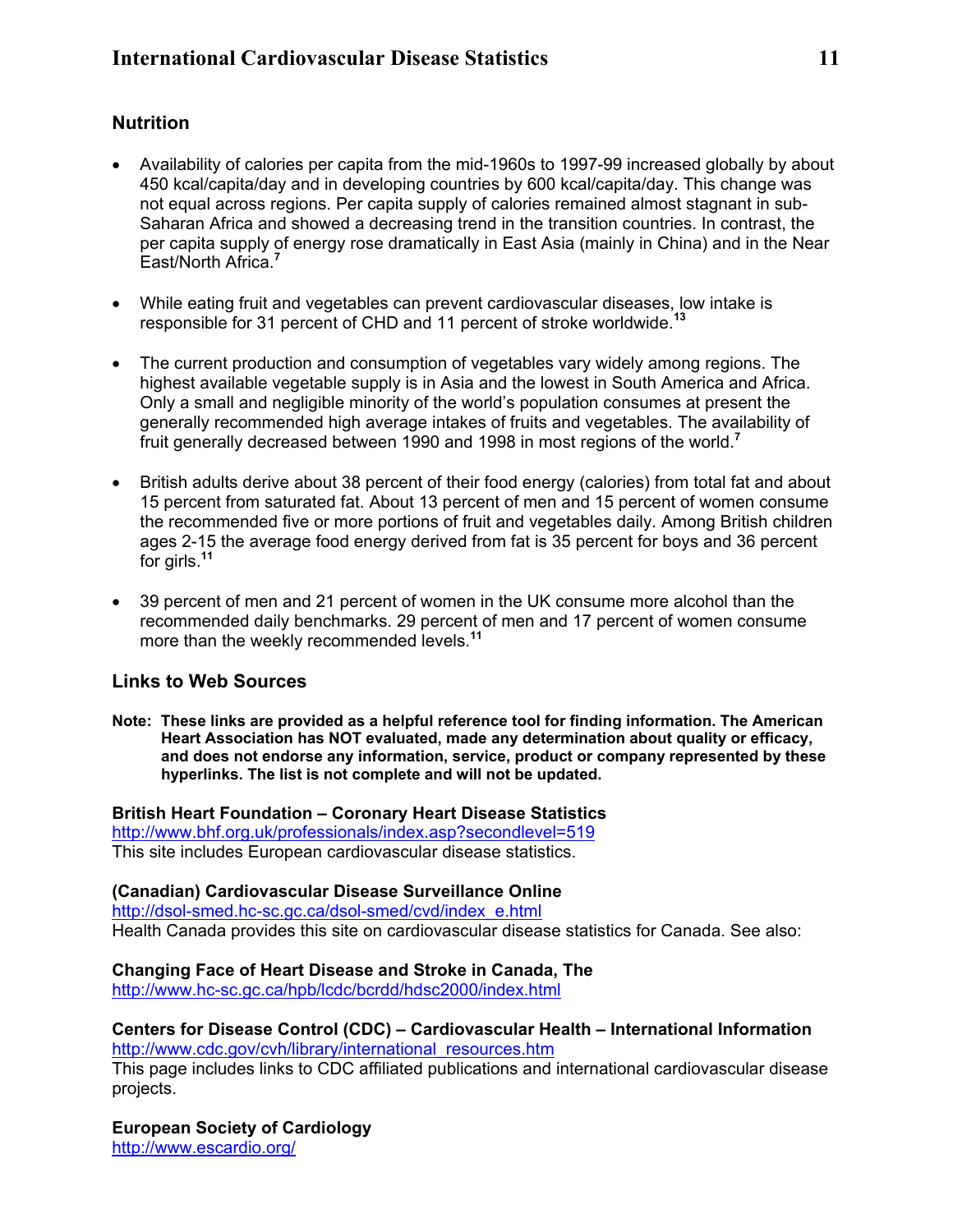## Nutrition

- Availability of calories per capita from the mid-1960s to 1997-99 increased globally by about 450 kcal/capita/day and in developing countries by 600 kcal/capita/day. This change was not equal across regions. Per capita supply of calories remained almost stagnant in sub-Saharan Africa and showed a decreasing trend in the transition countries. In contrast, the per capita supply of energy rose dramatically in East Asia (mainly in China) and in the Near East/North Africa.[7]

- While eating fruit and vegetables can prevent cardiovascular diseases, low intake is responsible for 31 percent of CHD and 11 percent of stroke worldwide.[13]

- The current production and consumption of vegetables vary widely among regions. The highest available vegetable supply is in Asia and the lowest in South America and Africa. Only a small and negligible minority of the world's population consumes at present the generally recommended high average intakes of fruits and vegetables. The availability of fruit generally decreased between 1990 and 1998 in most regions of the world.[7]

- British adults derive about 38 percent of their food energy (calories) from total fat and about 15 percent from saturated fat. About 13 percent of men and 15 percent of women consume the recommended five or more portions of fruit and vegetables daily. Among British children ages 2-15 the average food energy derived from fat is 35 percent for boys and 36 percent for girls.[11]

- 39 percent of men and 21 percent of women in the UK consume more alcohol than the recommended daily benchmarks. 29 percent of men and 17 percent of women consume more than the weekly recommended levels.[11]

## Links to Web Sources

**Note: These links are provided as a helpful reference tool for finding information. The American Heart Association has NOT evaluated, made any determination about quality or efficacy, and does not endorse any information, service, product or company represented by these hyperlinks. The list is not complete and will not be updated.**

**British Heart Foundation – Coronary Heart Disease Statistics**
http://www.bhf.org.uk/professionals/index.asp?secondlevel=519
This site includes European cardiovascular disease statistics.

**(Canadian) Cardiovascular Disease Surveillance Online**
http://dsol-smed.hc-sc.gc.ca/dsol-smed/cvd/index_e.html
Health Canada provides this site on cardiovascular disease statistics for Canada. See also:

**Changing Face of Heart Disease and Stroke in Canada, The**
http://www.hc-sc.gc.ca/hpb/lcdc/bcrdd/hdsc2000/index.html

**Centers for Disease Control (CDC) – Cardiovascular Health – International Information**
http://www.cdc.gov/cvh/library/international_resources.htm
This page includes links to CDC affiliated publications and international cardiovascular disease projects.

**European Society of Cardiology**
http://www.escardio.org/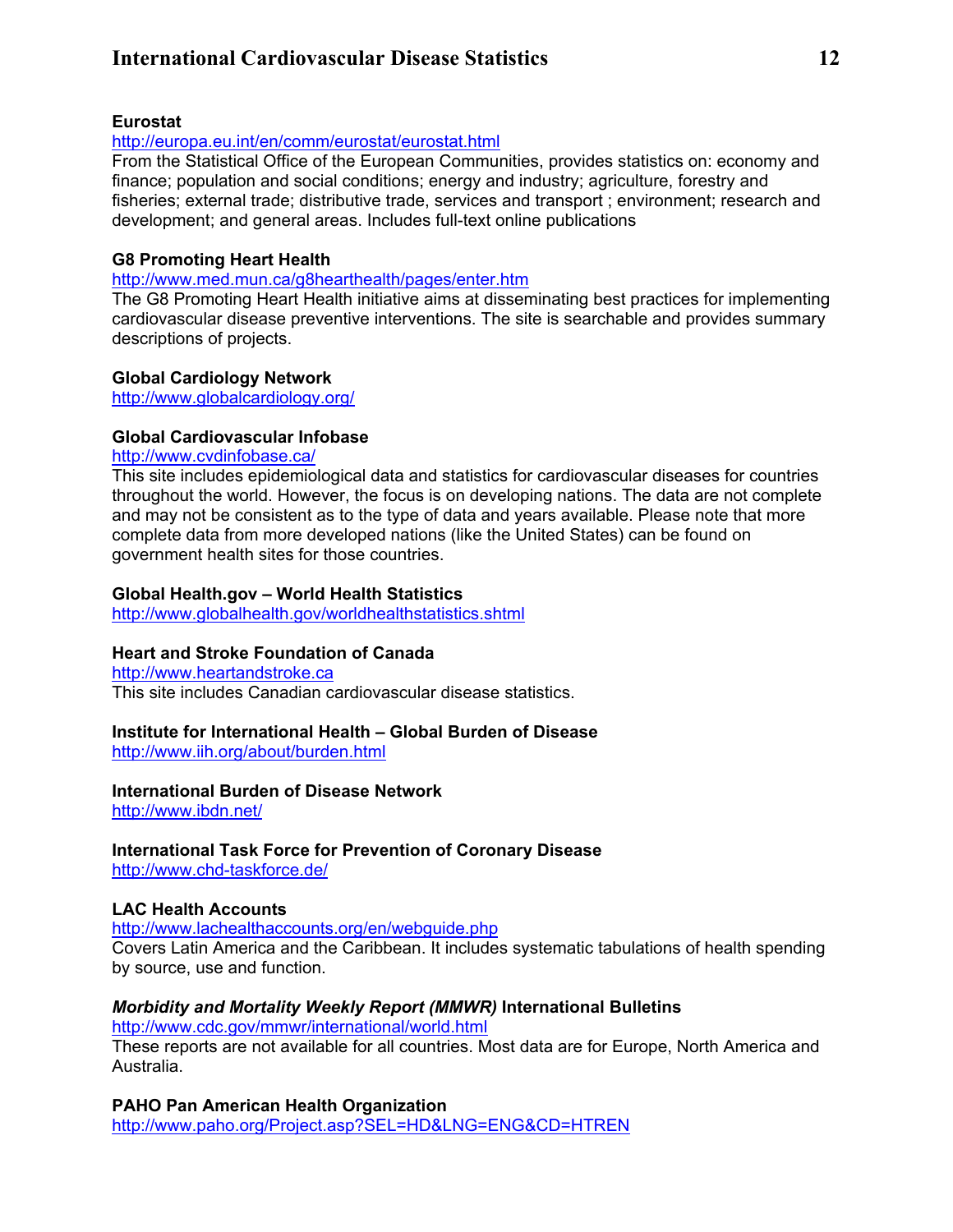**Eurostat**
http://europa.eu.int/en/comm/eurostat/eurostat.html
From the Statistical Office of the European Communities, provides statistics on: economy and finance; population and social conditions; energy and industry; agriculture, forestry and fisheries; external trade; distributive trade, services and transport ; environment; research and development; and general areas. Includes full-text online publications

**G8 Promoting Heart Health**
http://www.med.mun.ca/g8hearthealth/pages/enter.htm
The G8 Promoting Heart Health initiative aims at disseminating best practices for implementing cardiovascular disease preventive interventions. The site is searchable and provides summary descriptions of projects.

**Global Cardiology Network**
http://www.globalcardiology.org/

**Global Cardiovascular Infobase**
http://www.cvdinfobase.ca/
This site includes epidemiological data and statistics for cardiovascular diseases for countries throughout the world. However, the focus is on developing nations. The data are not complete and may not be consistent as to the type of data and years available. Please note that more complete data from more developed nations (like the United States) can be found on government health sites for those countries.

**Global Health.gov – World Health Statistics**
http://www.globalhealth.gov/worldhealthstatistics.shtml

**Heart and Stroke Foundation of Canada**
http://www.heartandstroke.ca
This site includes Canadian cardiovascular disease statistics.

**Institute for International Health – Global Burden of Disease**
http://www.iih.org/about/burden.html

**International Burden of Disease Network**
http://www.ibdn.net/

**International Task Force for Prevention of Coronary Disease**
http://www.chd-taskforce.de/

**LAC Health Accounts**
http://www.lachealthaccounts.org/en/webguide.php
Covers Latin America and the Caribbean. It includes systematic tabulations of health spending by source, use and function.

***Morbidity and Mortality Weekly Report (MMWR)* International Bulletins**
http://www.cdc.gov/mmwr/international/world.html
These reports are not available for all countries. Most data are for Europe, North America and Australia.

**PAHO Pan American Health Organization**
http://www.paho.org/Project.asp?SEL=HD&LNG=ENG&CD=HTREN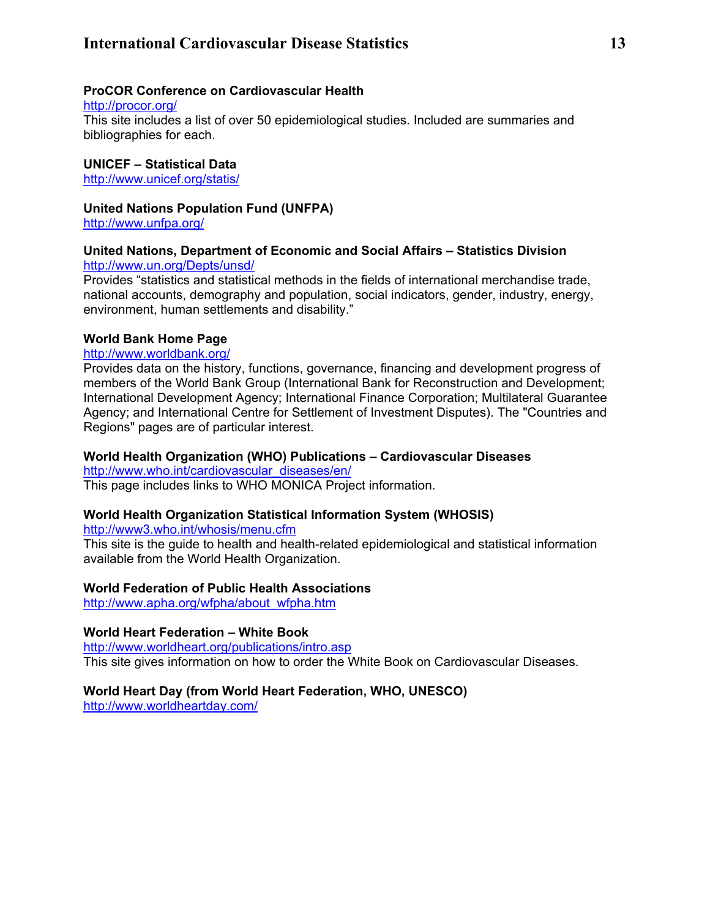**ProCOR Conference on Cardiovascular Health**
http://procor.org/
This site includes a list of over 50 epidemiological studies. Included are summaries and bibliographies for each.

**UNICEF – Statistical Data**
http://www.unicef.org/statis/

**United Nations Population Fund (UNFPA)**
http://www.unfpa.org/

**United Nations, Department of Economic and Social Affairs – Statistics Division**
http://www.un.org/Depts/unsd/
Provides "statistics and statistical methods in the fields of international merchandise trade, national accounts, demography and population, social indicators, gender, industry, energy, environment, human settlements and disability."

**World Bank Home Page**
http://www.worldbank.org/
Provides data on the history, functions, governance, financing and development progress of members of the World Bank Group (International Bank for Reconstruction and Development; International Development Agency; International Finance Corporation; Multilateral Guarantee Agency; and International Centre for Settlement of Investment Disputes). The "Countries and Regions" pages are of particular interest.

**World Health Organization (WHO) Publications – Cardiovascular Diseases**
http://www.who.int/cardiovascular_diseases/en/
This page includes links to WHO MONICA Project information.

**World Health Organization Statistical Information System (WHOSIS)**
http://www3.who.int/whosis/menu.cfm
This site is the guide to health and health-related epidemiological and statistical information available from the World Health Organization.

**World Federation of Public Health Associations**
http://www.apha.org/wfpha/about_wfpha.htm

**World Heart Federation – White Book**
http://www.worldheart.org/publications/intro.asp
This site gives information on how to order the White Book on Cardiovascular Diseases.

**World Heart Day (from World Heart Federation, WHO, UNESCO)**
http://www.worldheartday.com/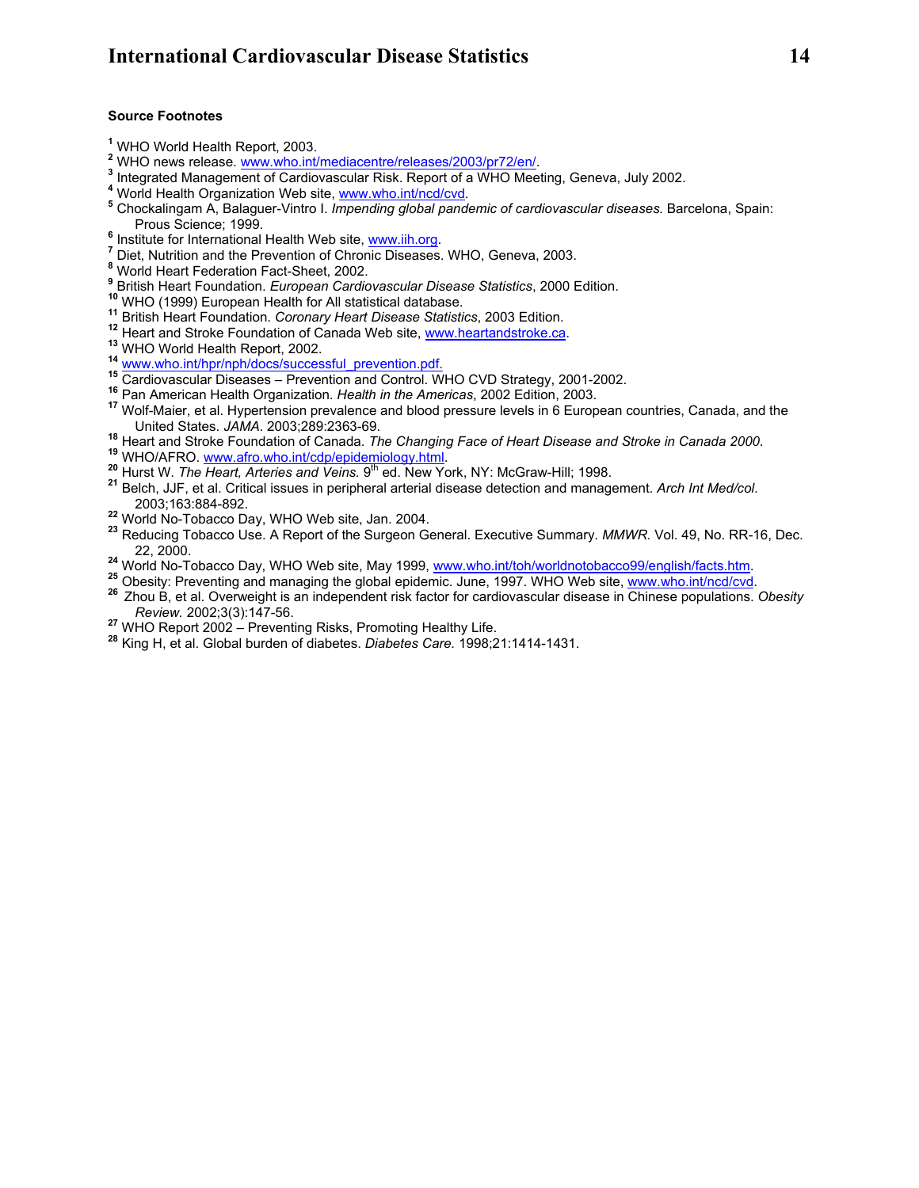**Source Footnotes**

[1] WHO World Health Report, 2003.
[2] WHO news release. www.who.int/mediacentre/releases/2003/pr72/en/.
[3] Integrated Management of Cardiovascular Risk. Report of a WHO Meeting, Geneva, July 2002.
[4] World Health Organization Web site, www.who.int/ncd/cvd.
[5] Chockalingam A, Balaguer-Vintro I. *Impending global pandemic of cardiovascular diseases.* Barcelona, Spain: Prous Science; 1999.
[6] Institute for International Health Web site, www.iih.org.
[7] Diet, Nutrition and the Prevention of Chronic Diseases. WHO, Geneva, 2003.
[8] World Heart Federation Fact-Sheet, 2002.
[9] British Heart Foundation. *European Cardiovascular Disease Statistics*, 2000 Edition.
[10] WHO (1999) European Health for All statistical database.
[11] British Heart Foundation. *Coronary Heart Disease Statistics*, 2003 Edition.
[12] Heart and Stroke Foundation of Canada Web site, www.heartandstroke.ca.
[13] WHO World Health Report, 2002.
[14] www.who.int/hpr/nph/docs/successful_prevention.pdf.
[15] Cardiovascular Diseases – Prevention and Control. WHO CVD Strategy, 2001-2002.
[16] Pan American Health Organization. *Health in the Americas*, 2002 Edition, 2003.
[17] Wolf-Maier, et al. Hypertension prevalence and blood pressure levels in 6 European countries, Canada, and the United States. *JAMA*. 2003;289:2363-69.
[18] Heart and Stroke Foundation of Canada. *The Changing Face of Heart Disease and Stroke in Canada 2000*.
[19] WHO/AFRO. www.afro.who.int/cdp/epidemiology.html.
[20] Hurst W. *The Heart, Arteries and Veins.* 9th ed. New York, NY: McGraw-Hill; 1998.
[21] Belch, JJF, et al. Critical issues in peripheral arterial disease detection and management. *Arch Int Med/col.* 2003;163:884-892.
[22] World No-Tobacco Day, WHO Web site, Jan. 2004.
[23] Reducing Tobacco Use. A Report of the Surgeon General. Executive Summary. *MMWR.* Vol. 49, No. RR-16, Dec. 22, 2000.
[24] World No-Tobacco Day, WHO Web site, May 1999, www.who.int/toh/worldnotobacco99/english/facts.htm.
[25] Obesity: Preventing and managing the global epidemic. June, 1997. WHO Web site, www.who.int/ncd/cvd.
[26] Zhou B, et al. Overweight is an independent risk factor for cardiovascular disease in Chinese populations. *Obesity Review.* 2002;3(3):147-56.
[27] WHO Report 2002 – Preventing Risks, Promoting Healthy Life.
[28] King H, et al. Global burden of diabetes. *Diabetes Care.* 1998;21:1414-1431.